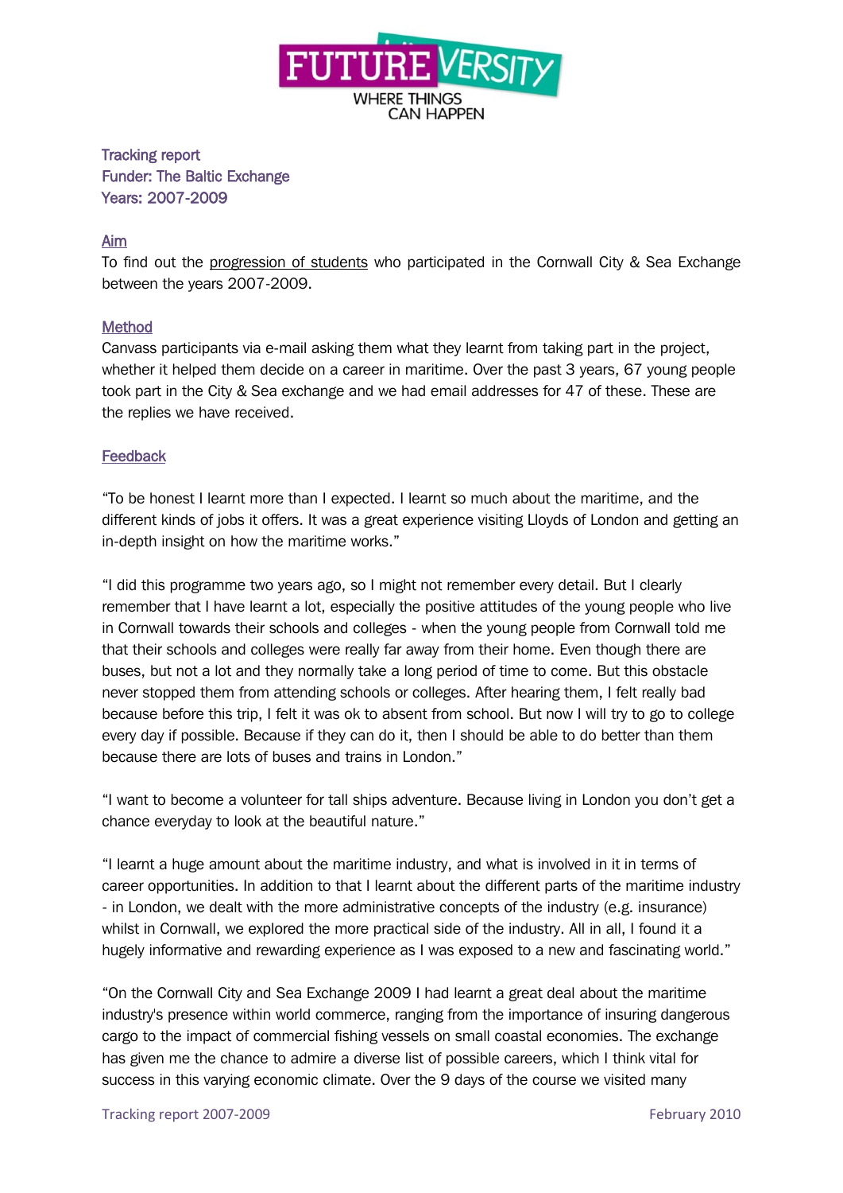FUTUREVERSITY
WHERE THINGS CAN HAPPEN

Tracking report
Funder: The Baltic Exchange
Years: 2007-2009

## Aim

To find out the progression of students who participated in the Cornwall City & Sea Exchange between the years 2007-2009.

## Method

Canvass participants via e-mail asking them what they learnt from taking part in the project, whether it helped them decide on a career in maritime. Over the past 3 years, 67 young people took part in the City & Sea exchange and we had email addresses for 47 of these. These are the replies we have received.

## Feedback

"To be honest I learnt more than I expected. I learnt so much about the maritime, and the different kinds of jobs it offers. It was a great experience visiting Lloyds of London and getting an in-depth insight on how the maritime works."

"I did this programme two years ago, so I might not remember every detail. But I clearly remember that I have learnt a lot, especially the positive attitudes of the young people who live in Cornwall towards their schools and colleges - when the young people from Cornwall told me that their schools and colleges were really far away from their home. Even though there are buses, but not a lot and they normally take a long period of time to come. But this obstacle never stopped them from attending schools or colleges. After hearing them, I felt really bad because before this trip, I felt it was ok to absent from school. But now I will try to go to college every day if possible. Because if they can do it, then I should be able to do better than them because there are lots of buses and trains in London."

"I want to become a volunteer for tall ships adventure. Because living in London you don't get a chance everyday to look at the beautiful nature."

"I learnt a huge amount about the maritime industry, and what is involved in it in terms of career opportunities. In addition to that I learnt about the different parts of the maritime industry - in London, we dealt with the more administrative concepts of the industry (e.g. insurance) whilst in Cornwall, we explored the more practical side of the industry. All in all, I found it a hugely informative and rewarding experience as I was exposed to a new and fascinating world."

"On the Cornwall City and Sea Exchange 2009 I had learnt a great deal about the maritime industry's presence within world commerce, ranging from the importance of insuring dangerous cargo to the impact of commercial fishing vessels on small coastal economies. The exchange has given me the chance to admire a diverse list of possible careers, which I think vital for success in this varying economic climate. Over the 9 days of the course we visited many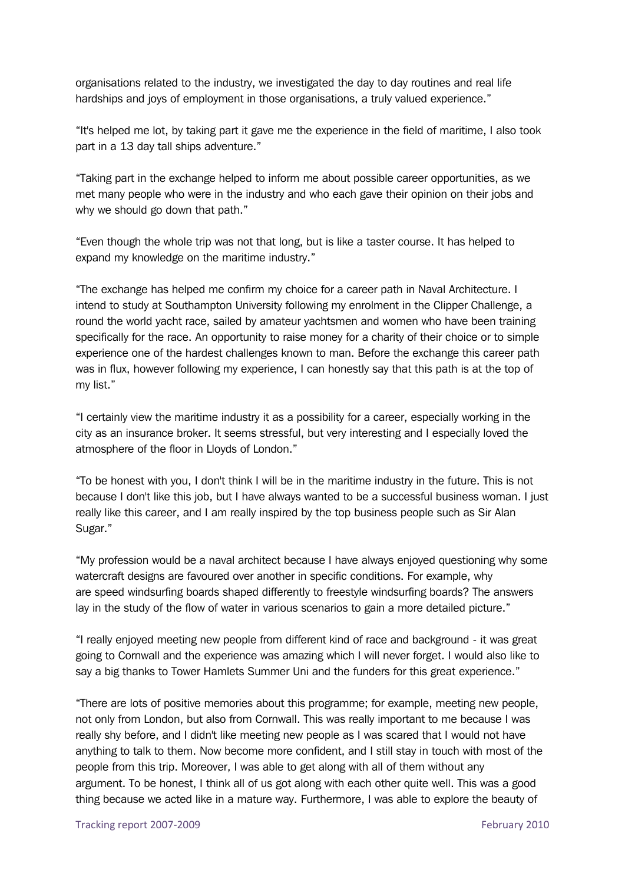organisations related to the industry, we investigated the day to day routines and real life hardships and joys of employment in those organisations, a truly valued experience."

"It's helped me lot, by taking part it gave me the experience in the field of maritime, I also took part in a 13 day tall ships adventure."

"Taking part in the exchange helped to inform me about possible career opportunities, as we met many people who were in the industry and who each gave their opinion on their jobs and why we should go down that path."

"Even though the whole trip was not that long, but is like a taster course. It has helped to expand my knowledge on the maritime industry."

"The exchange has helped me confirm my choice for a career path in Naval Architecture. I intend to study at Southampton University following my enrolment in the Clipper Challenge, a round the world yacht race, sailed by amateur yachtsmen and women who have been training specifically for the race. An opportunity to raise money for a charity of their choice or to simple experience one of the hardest challenges known to man. Before the exchange this career path was in flux, however following my experience, I can honestly say that this path is at the top of my list."

"I certainly view the maritime industry it as a possibility for a career, especially working in the city as an insurance broker. It seems stressful, but very interesting and I especially loved the atmosphere of the floor in Lloyds of London."

"To be honest with you, I don't think I will be in the maritime industry in the future. This is not because I don't like this job, but I have always wanted to be a successful business woman. I just really like this career, and I am really inspired by the top business people such as Sir Alan Sugar."

"My profession would be a naval architect because I have always enjoyed questioning why some watercraft designs are favoured over another in specific conditions. For example, why are speed windsurfing boards shaped differently to freestyle windsurfing boards? The answers lay in the study of the flow of water in various scenarios to gain a more detailed picture."

"I really enjoyed meeting new people from different kind of race and background - it was great going to Cornwall and the experience was amazing which I will never forget. I would also like to say a big thanks to Tower Hamlets Summer Uni and the funders for this great experience."

"There are lots of positive memories about this programme; for example, meeting new people, not only from London, but also from Cornwall. This was really important to me because I was really shy before, and I didn't like meeting new people as I was scared that I would not have anything to talk to them. Now become more confident, and I still stay in touch with most of the people from this trip. Moreover, I was able to get along with all of them without any argument. To be honest, I think all of us got along with each other quite well. This was a good thing because we acted like in a mature way. Furthermore, I was able to explore the beauty of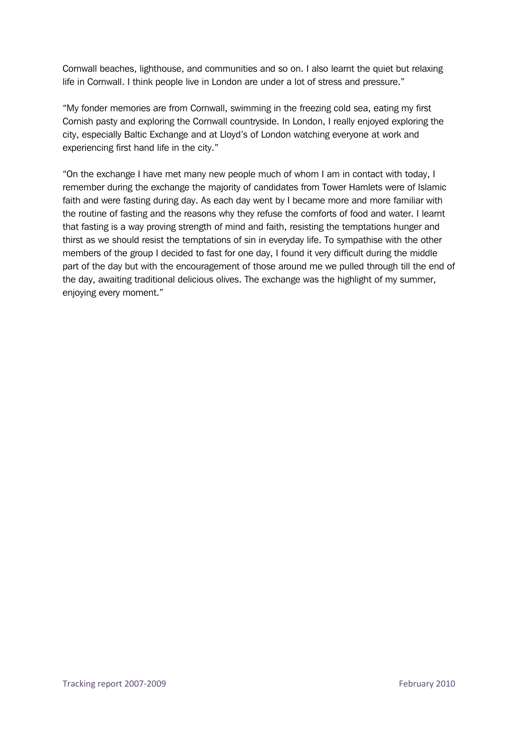Cornwall beaches, lighthouse, and communities and so on. I also learnt the quiet but relaxing life in Cornwall. I think people live in London are under a lot of stress and pressure."

"My fonder memories are from Cornwall, swimming in the freezing cold sea, eating my first Cornish pasty and exploring the Cornwall countryside. In London, I really enjoyed exploring the city, especially Baltic Exchange and at Lloyd's of London watching everyone at work and experiencing first hand life in the city."

"On the exchange I have met many new people much of whom I am in contact with today, I remember during the exchange the majority of candidates from Tower Hamlets were of Islamic faith and were fasting during day. As each day went by I became more and more familiar with the routine of fasting and the reasons why they refuse the comforts of food and water. I learnt that fasting is a way proving strength of mind and faith, resisting the temptations hunger and thirst as we should resist the temptations of sin in everyday life. To sympathise with the other members of the group I decided to fast for one day, I found it very difficult during the middle part of the day but with the encouragement of those around me we pulled through till the end of the day, awaiting traditional delicious olives. The exchange was the highlight of my summer, enjoying every moment."